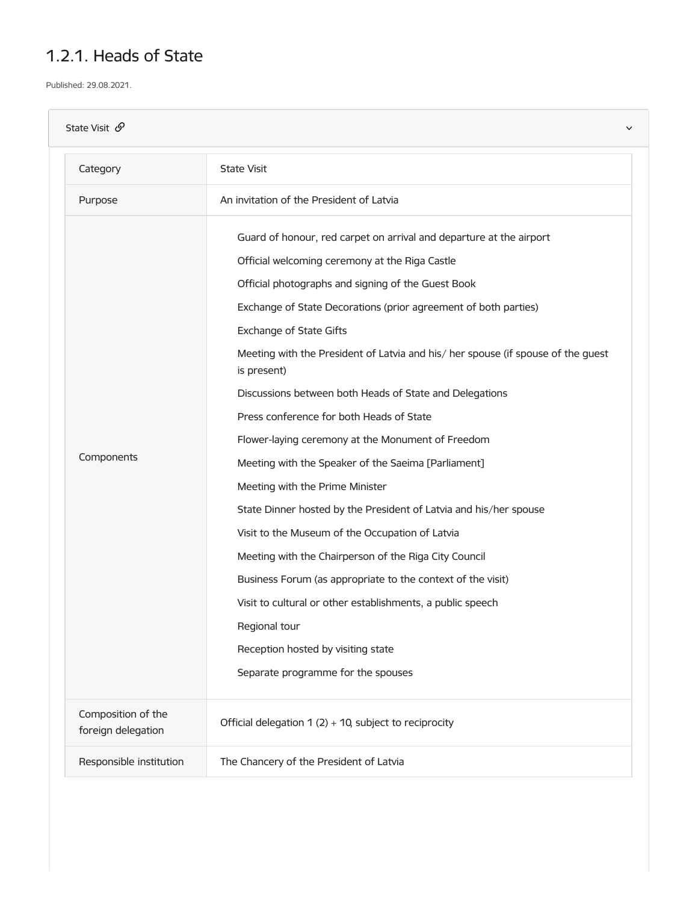# 1.2.1. Heads of State

Published: 29.08.2021.

## State Visit

| Category | State Visit |
|---|---|
| Purpose | An invitation of the President of Latvia |
| Components | Guard of honour, red carpet on arrival and departure at the airport<br>Official welcoming ceremony at the Riga Castle<br>Official photographs and signing of the Guest Book<br>Exchange of State Decorations (prior agreement of both parties)<br>Exchange of State Gifts<br>Meeting with the President of Latvia and his/ her spouse (if spouse of the guest is present)<br>Discussions between both Heads of State and Delegations<br>Press conference for both Heads of State<br>Flower-laying ceremony at the Monument of Freedom<br>Meeting with the Speaker of the Saeima [Parliament]<br>Meeting with the Prime Minister<br>State Dinner hosted by the President of Latvia and his/her spouse<br>Visit to the Museum of the Occupation of Latvia<br>Meeting with the Chairperson of the Riga City Council<br>Business Forum (as appropriate to the context of the visit)<br>Visit to cultural or other establishments, a public speech<br>Regional tour<br>Reception hosted by visiting state<br>Separate programme for the spouses |
| Composition of the foreign delegation | Official delegation 1 (2) + 10, subject to reciprocity |
| Responsible institution | The Chancery of the President of Latvia |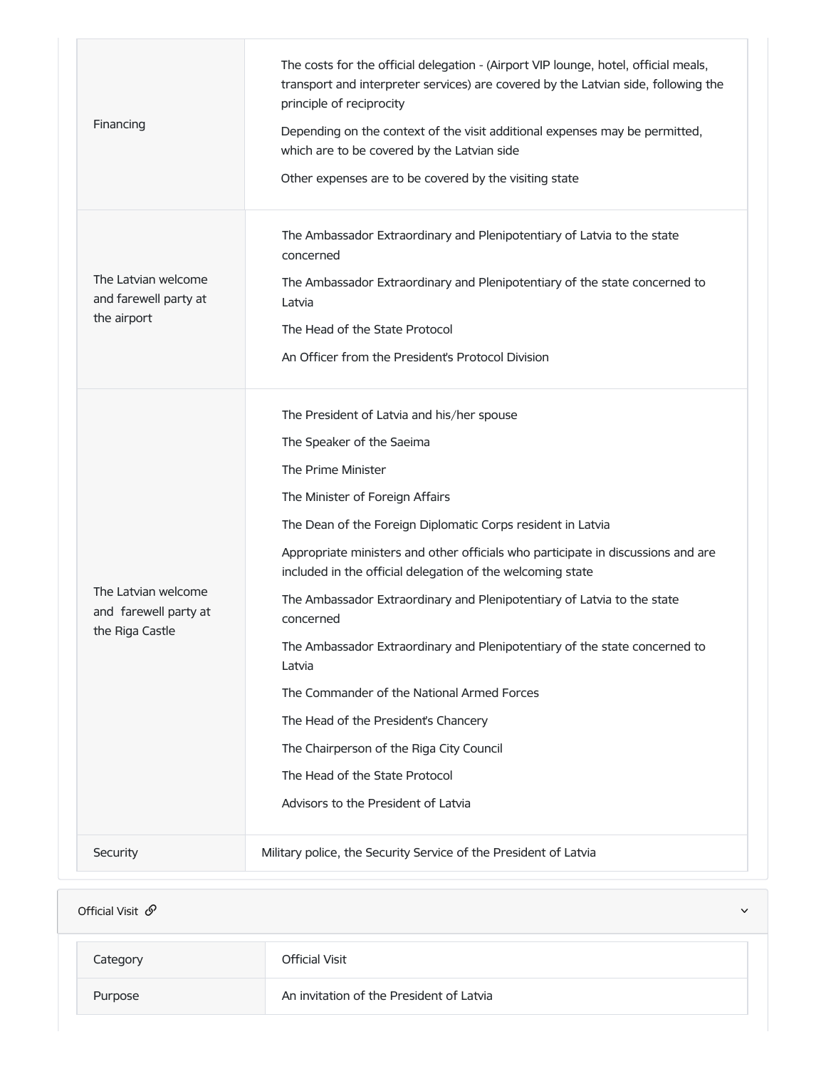| | |
|---|---|
| Financing | The costs for the official delegation - (Airport VIP lounge, hotel, official meals, transport and interpreter services) are covered by the Latvian side, following the principle of reciprocity<br><br>Depending on the context of the visit additional expenses may be permitted, which are to be covered by the Latvian side<br><br>Other expenses are to be covered by the visiting state |
| The Latvian welcome and farewell party at the airport | The Ambassador Extraordinary and Plenipotentiary of Latvia to the state concerned<br><br>The Ambassador Extraordinary and Plenipotentiary of the state concerned to Latvia<br><br>The Head of the State Protocol<br><br>An Officer from the President's Protocol Division |
| The Latvian welcome and farewell party at the Riga Castle | The President of Latvia and his/her spouse<br><br>The Speaker of the Saeima<br><br>The Prime Minister<br><br>The Minister of Foreign Affairs<br><br>The Dean of the Foreign Diplomatic Corps resident in Latvia<br><br>Appropriate ministers and other officials who participate in discussions and are included in the official delegation of the welcoming state<br><br>The Ambassador Extraordinary and Plenipotentiary of Latvia to the state concerned<br><br>The Ambassador Extraordinary and Plenipotentiary of the state concerned to Latvia<br><br>The Commander of the National Armed Forces<br><br>The Head of the President's Chancery<br><br>The Chairperson of the Riga City Council<br><br>The Head of the State Protocol<br><br>Advisors to the President of Latvia |
| Security | Military police, the Security Service of the President of Latvia |

## Official Visit

| | |
|---|---|
| Category | Official Visit |
| Purpose | An invitation of the President of Latvia |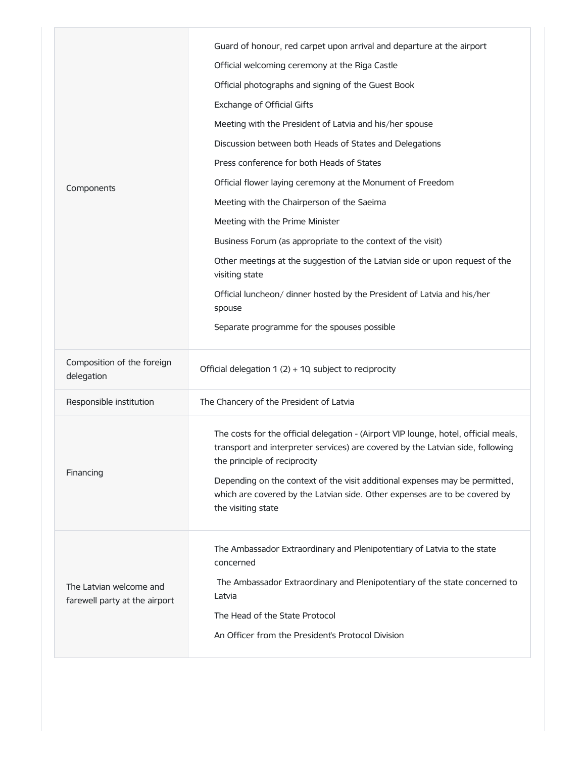| | |
|---|---|
| Components | Guard of honour, red carpet upon arrival and departure at the airport<br>Official welcoming ceremony at the Riga Castle<br>Official photographs and signing of the Guest Book<br>Exchange of Official Gifts<br>Meeting with the President of Latvia and his/her spouse<br>Discussion between both Heads of States and Delegations<br>Press conference for both Heads of States<br>Official flower laying ceremony at the Monument of Freedom<br>Meeting with the Chairperson of the Saeima<br>Meeting with the Prime Minister<br>Business Forum (as appropriate to the context of the visit)<br>Other meetings at the suggestion of the Latvian side or upon request of the visiting state<br>Official luncheon/ dinner hosted by the President of Latvia and his/her spouse<br>Separate programme for the spouses possible |
| Composition of the foreign delegation | Official delegation 1 (2) + 10, subject to reciprocity |
| Responsible institution | The Chancery of the President of Latvia |
| Financing | The costs for the official delegation - (Airport VIP lounge, hotel, official meals, transport and interpreter services) are covered by the Latvian side, following the principle of reciprocity<br>Depending on the context of the visit additional expenses may be permitted, which are covered by the Latvian side. Other expenses are to be covered by the visiting state |
| The Latvian welcome and farewell party at the airport | The Ambassador Extraordinary and Plenipotentiary of Latvia to the state concerned<br>The Ambassador Extraordinary and Plenipotentiary of the state concerned to Latvia<br>The Head of the State Protocol<br>An Officer from the President's Protocol Division |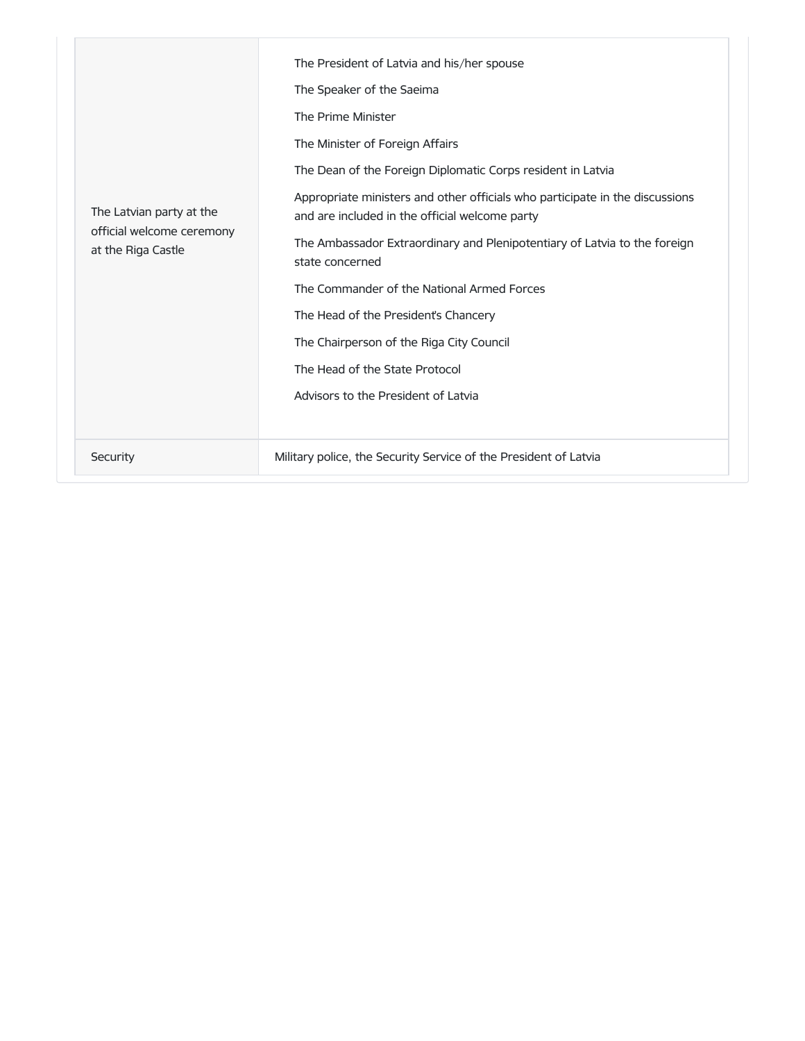| | |
|---|---|
| The Latvian party at the official welcome ceremony at the Riga Castle | The President of Latvia and his/her spouse<br>The Speaker of the Saeima<br>The Prime Minister<br>The Minister of Foreign Affairs<br>The Dean of the Foreign Diplomatic Corps resident in Latvia<br>Appropriate ministers and other officials who participate in the discussions and are included in the official welcome party<br>The Ambassador Extraordinary and Plenipotentiary of Latvia to the foreign state concerned<br>The Commander of the National Armed Forces<br>The Head of the President's Chancery<br>The Chairperson of the Riga City Council<br>The Head of the State Protocol<br>Advisors to the President of Latvia |
| Security | Military police, the Security Service of the President of Latvia |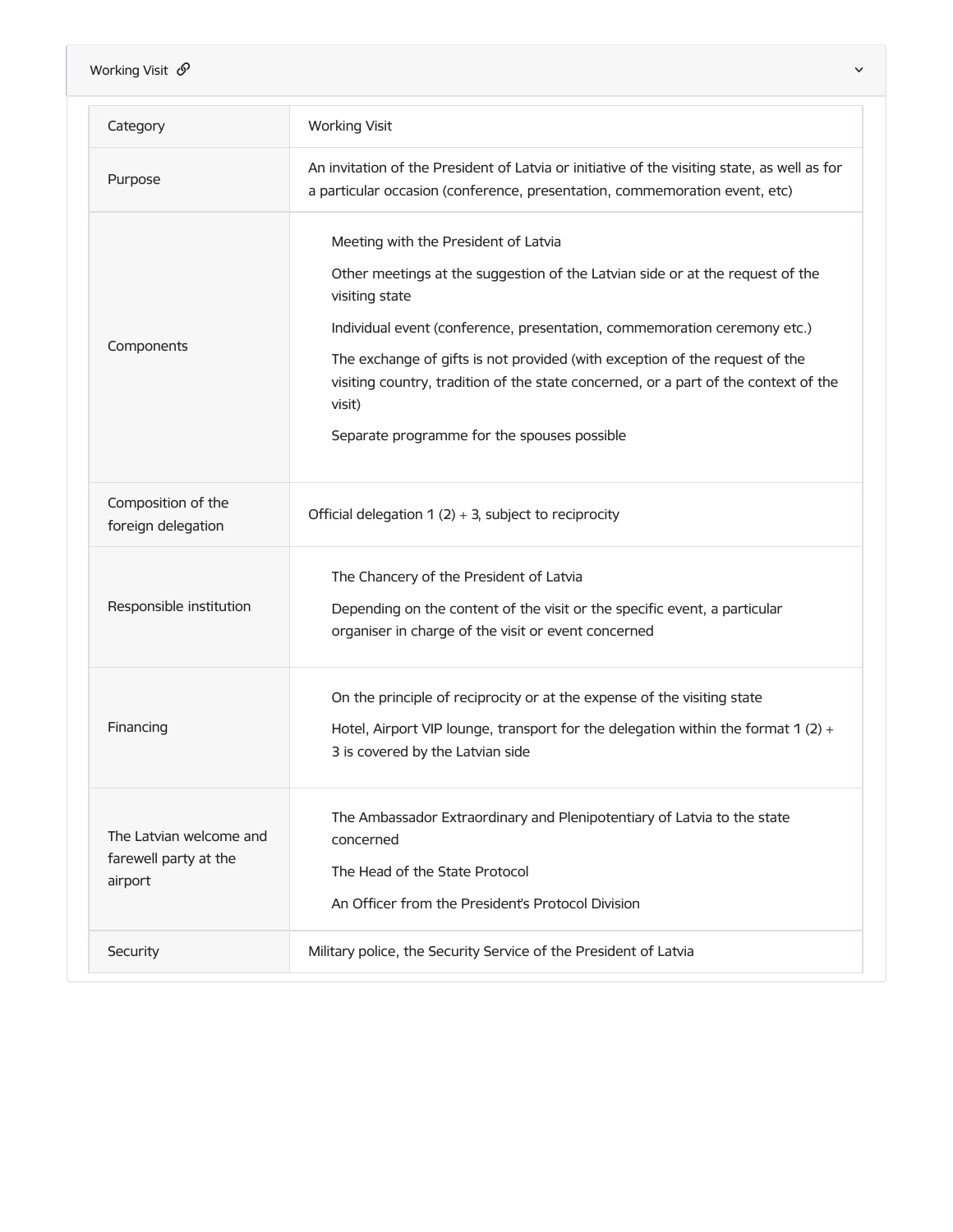## Working Visit

| Category | Working Visit |
|---|---|
| Purpose | An invitation of the President of Latvia or initiative of the visiting state, as well as for a particular occasion (conference, presentation, commemoration event, etc) |
| Components | Meeting with the President of Latvia<br>Other meetings at the suggestion of the Latvian side or at the request of the visiting state<br>Individual event (conference, presentation, commemoration ceremony etc.)<br>The exchange of gifts is not provided (with exception of the request of the visiting country, tradition of the state concerned, or a part of the context of the visit)<br>Separate programme for the spouses possible |
| Composition of the foreign delegation | Official delegation 1 (2) + 3, subject to reciprocity |
| Responsible institution | The Chancery of the President of Latvia<br>Depending on the content of the visit or the specific event, a particular organiser in charge of the visit or event concerned |
| Financing | On the principle of reciprocity or at the expense of the visiting state<br>Hotel, Airport VIP lounge, transport for the delegation within the format 1 (2) + 3 is covered by the Latvian side |
| The Latvian welcome and farewell party at the airport | The Ambassador Extraordinary and Plenipotentiary of Latvia to the state concerned<br>The Head of the State Protocol<br>An Officer from the President's Protocol Division |
| Security | Military police, the Security Service of the President of Latvia |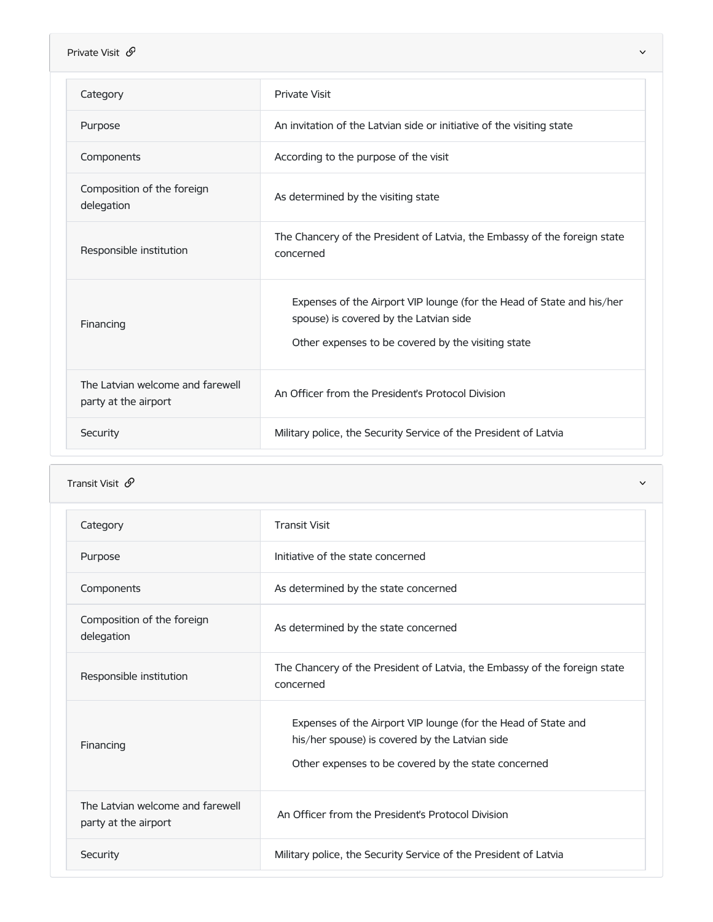## Private Visit

| Category | Private Visit |
|---|---|
| Purpose | An invitation of the Latvian side or initiative of the visiting state |
| Components | According to the purpose of the visit |
| Composition of the foreign delegation | As determined by the visiting state |
| Responsible institution | The Chancery of the President of Latvia, the Embassy of the foreign state concerned |
| Financing | Expenses of the Airport VIP lounge (for the Head of State and his/her spouse) is covered by the Latvian side<br>Other expenses to be covered by the visiting state |
| The Latvian welcome and farewell party at the airport | An Officer from the President's Protocol Division |
| Security | Military police, the Security Service of the President of Latvia |

## Transit Visit

| Category | Transit Visit |
|---|---|
| Purpose | Initiative of the state concerned |
| Components | As determined by the state concerned |
| Composition of the foreign delegation | As determined by the state concerned |
| Responsible institution | The Chancery of the President of Latvia, the Embassy of the foreign state concerned |
| Financing | Expenses of the Airport VIP lounge (for the Head of State and his/her spouse) is covered by the Latvian side<br>Other expenses to be covered by the state concerned |
| The Latvian welcome and farewell party at the airport | An Officer from the President's Protocol Division |
| Security | Military police, the Security Service of the President of Latvia |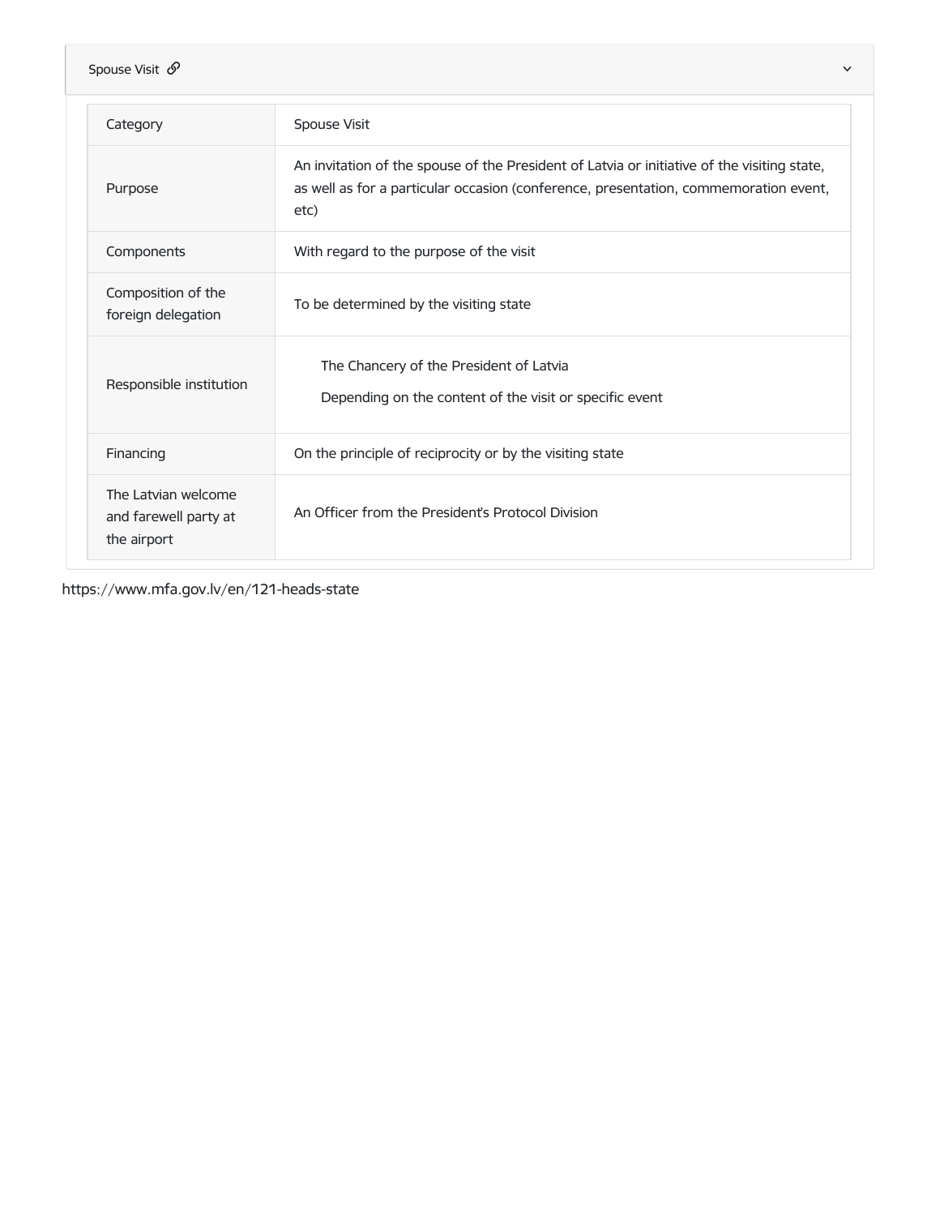### Spouse Visit

| | |
|---|---|
| Category | Spouse Visit |
| Purpose | An invitation of the spouse of the President of Latvia or initiative of the visiting state, as well as for a particular occasion (conference, presentation, commemoration event, etc) |
| Components | With regard to the purpose of the visit |
| Composition of the foreign delegation | To be determined by the visiting state |
| Responsible institution | The Chancery of the President of Latvia<br>Depending on the content of the visit or specific event |
| Financing | On the principle of reciprocity or by the visiting state |
| The Latvian welcome and farewell party at the airport | An Officer from the President's Protocol Division |

https://www.mfa.gov.lv/en/121-heads-state